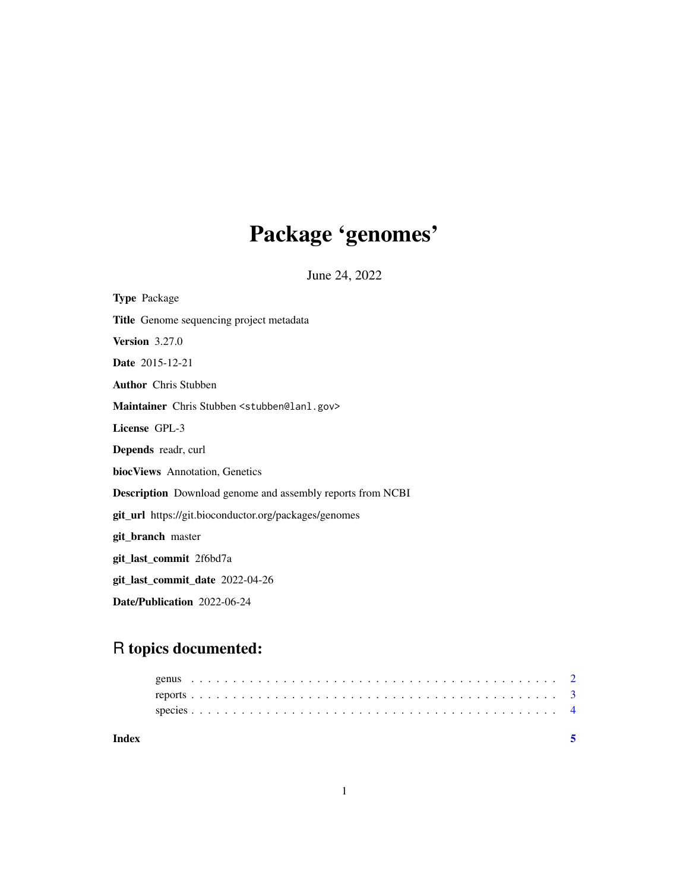# Package 'genomes'

June 24, 2022

**Type** Package

**Title** Genome sequencing project metadata

**Version** 3.27.0

**Date** 2015-12-21

**Author** Chris Stubben

**Maintainer** Chris Stubben <stubben@lanl.gov>

**License** GPL-3

**Depends** readr, curl

**biocViews** Annotation, Genetics

**Description** Download genome and assembly reports from NCBI

**git_url** https://git.bioconductor.org/packages/genomes

**git_branch** master

**git_last_commit** 2f6bd7a

**git_last_commit_date** 2022-04-26

**Date/Publication** 2022-06-24

## R topics documented:

- genus . . . . . . . . . . . . . . . . . . . . . . . . . . . . . . . . . . . . . . . . . . 2
- reports . . . . . . . . . . . . . . . . . . . . . . . . . . . . . . . . . . . . . . . . . . 3
- species . . . . . . . . . . . . . . . . . . . . . . . . . . . . . . . . . . . . . . . . . . 4

**Index** 5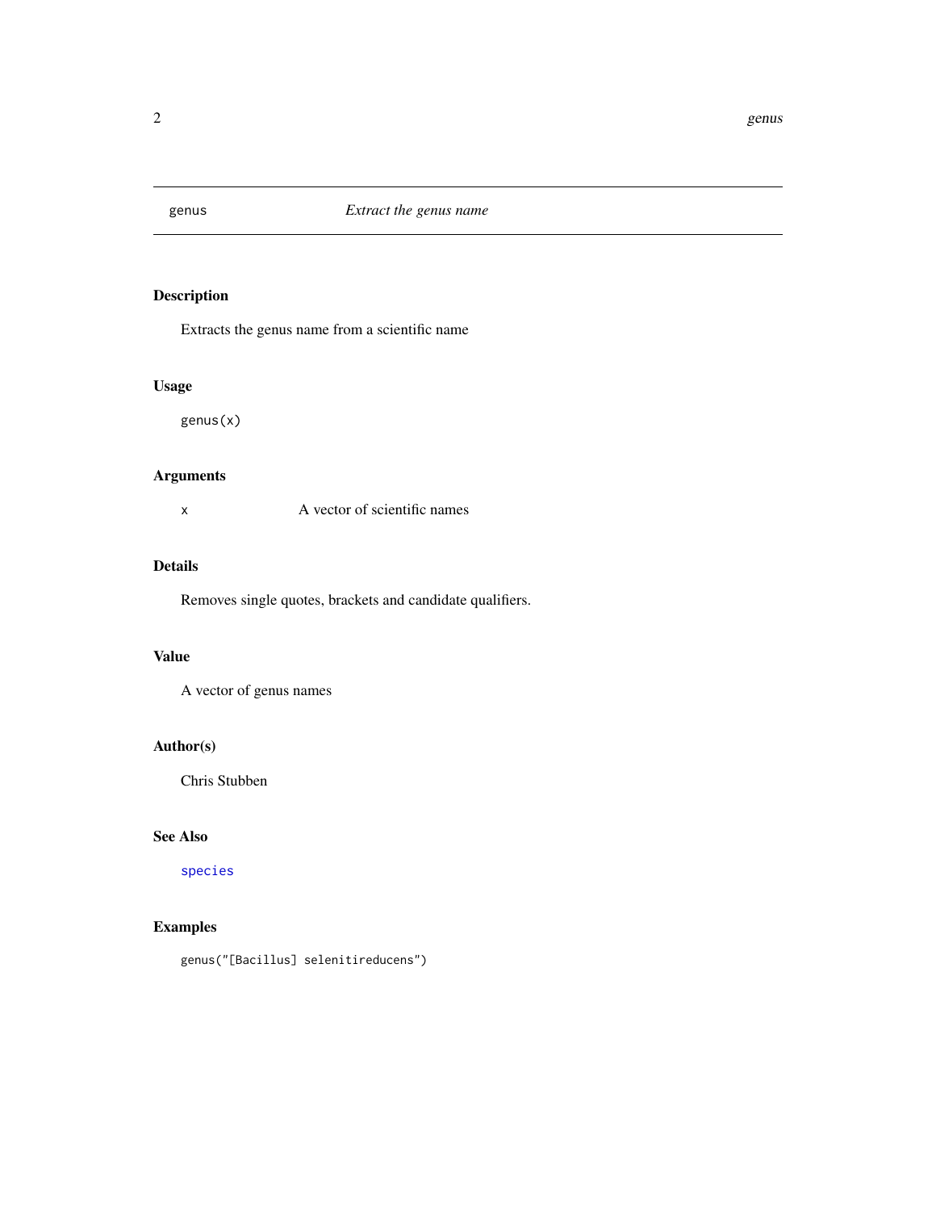## genus — *Extract the genus name*

### Description

Extracts the genus name from a scientific name

### Usage

```
genus(x)
```

### Arguments

| | |
|---|---|
| x | A vector of scientific names |

### Details

Removes single quotes, brackets and candidate qualifiers.

### Value

A vector of genus names

### Author(s)

Chris Stubben

### See Also

species

### Examples

```
genus("[Bacillus] selenitireducens")
```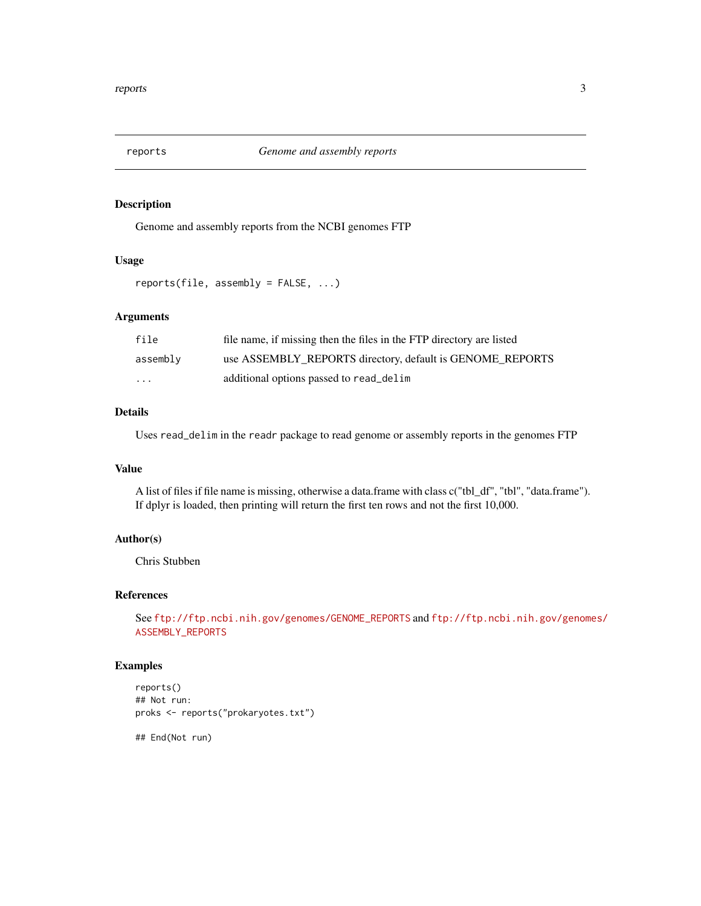# reports — *Genome and assembly reports*

## Description

Genome and assembly reports from the NCBI genomes FTP

## Usage

```
reports(file, assembly = FALSE, ...)
```

## Arguments

| | |
|---|---|
| `file` | file name, if missing then the files in the FTP directory are listed |
| `assembly` | use ASSEMBLY_REPORTS directory, default is GENOME_REPORTS |
| `...` | additional options passed to `read_delim` |

## Details

Uses `read_delim` in the `readr` package to read genome or assembly reports in the genomes FTP

## Value

A list of files if file name is missing, otherwise a data.frame with class c("tbl_df", "tbl", "data.frame"). If dplyr is loaded, then printing will return the first ten rows and not the first 10,000.

## Author(s)

Chris Stubben

## References

See ftp://ftp.ncbi.nih.gov/genomes/GENOME_REPORTS and ftp://ftp.ncbi.nih.gov/genomes/ASSEMBLY_REPORTS

## Examples

```
reports()
## Not run:
proks <- reports("prokaryotes.txt")

## End(Not run)
```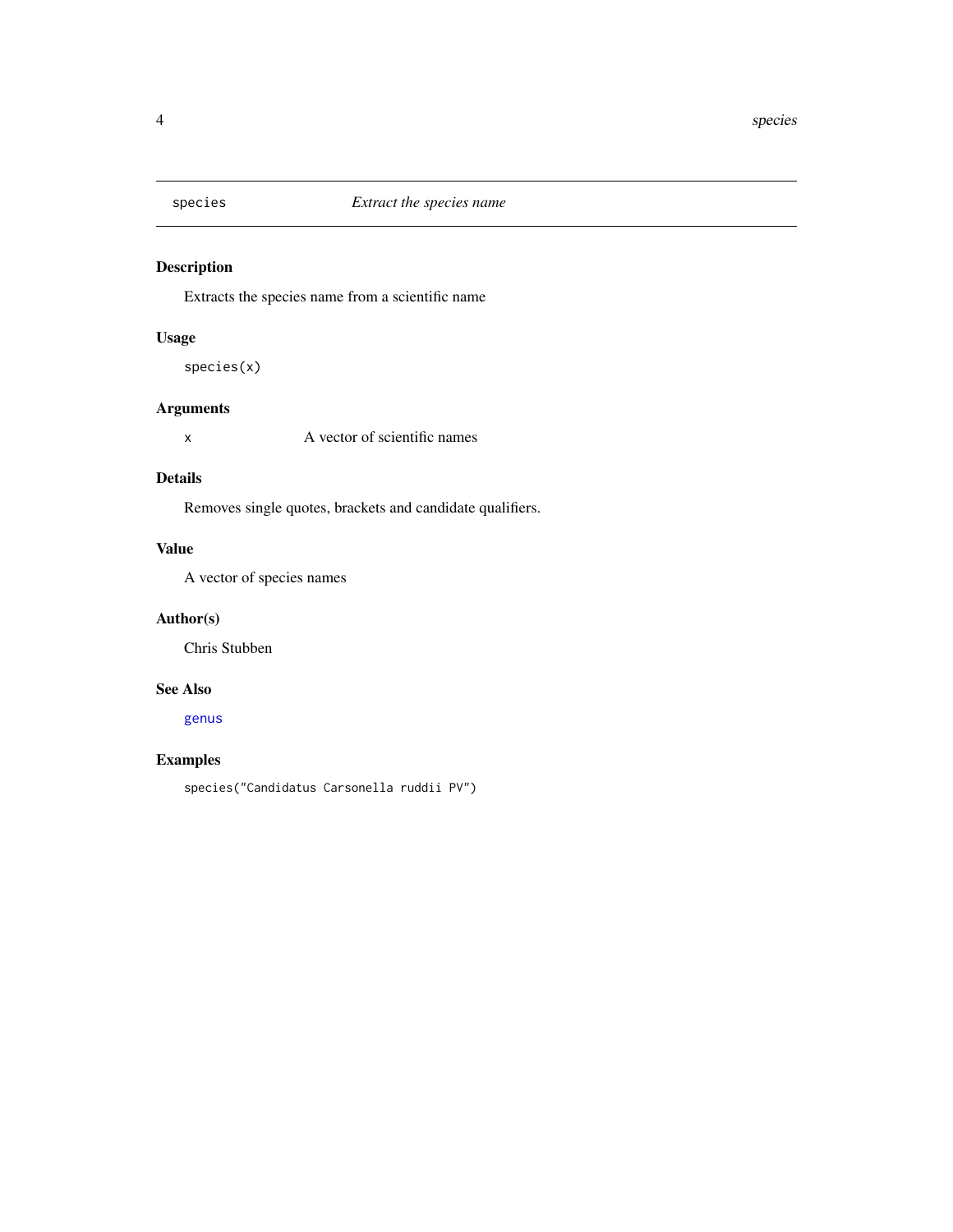# species — *Extract the species name*

## Description

Extracts the species name from a scientific name

## Usage

```
species(x)
```

## Arguments

| | |
|---|---|
| x | A vector of scientific names |

## Details

Removes single quotes, brackets and candidate qualifiers.

## Value

A vector of species names

## Author(s)

Chris Stubben

## See Also

genus

## Examples

```
species("Candidatus Carsonella ruddii PV")
```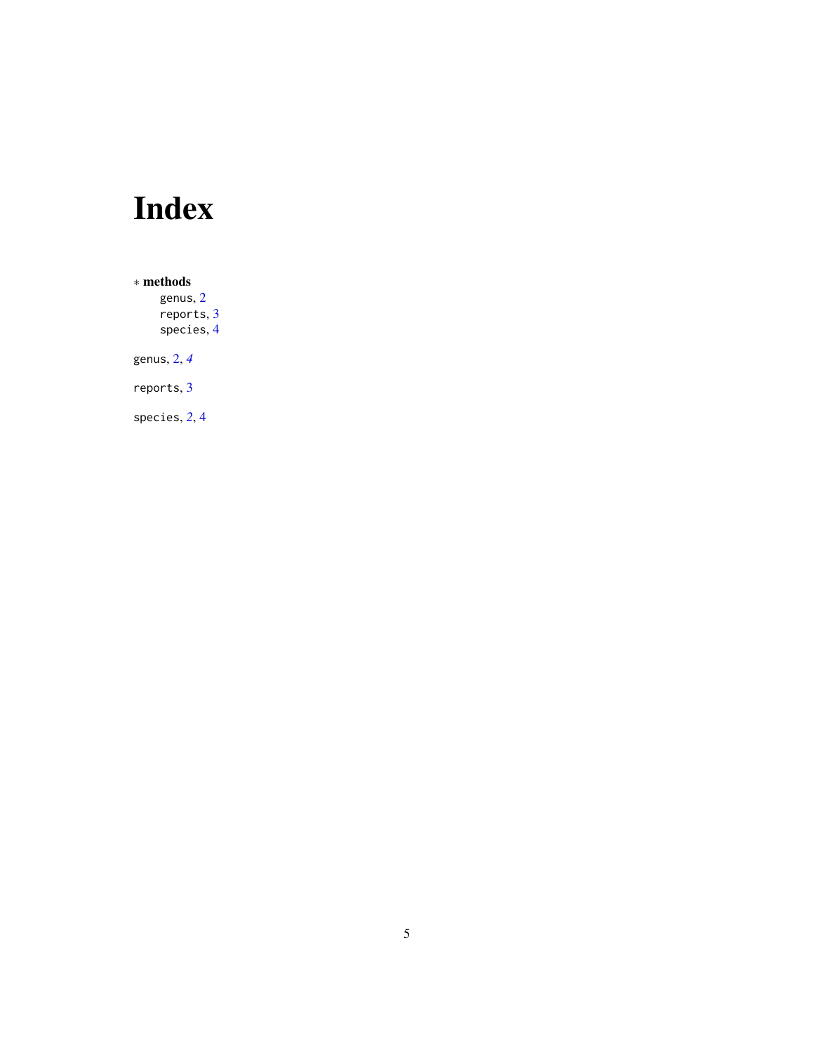# Index

∗ **methods**
    genus, 2
    reports, 3
    species, 4

genus, 2, *4*

reports, 3

species, *2*, 4